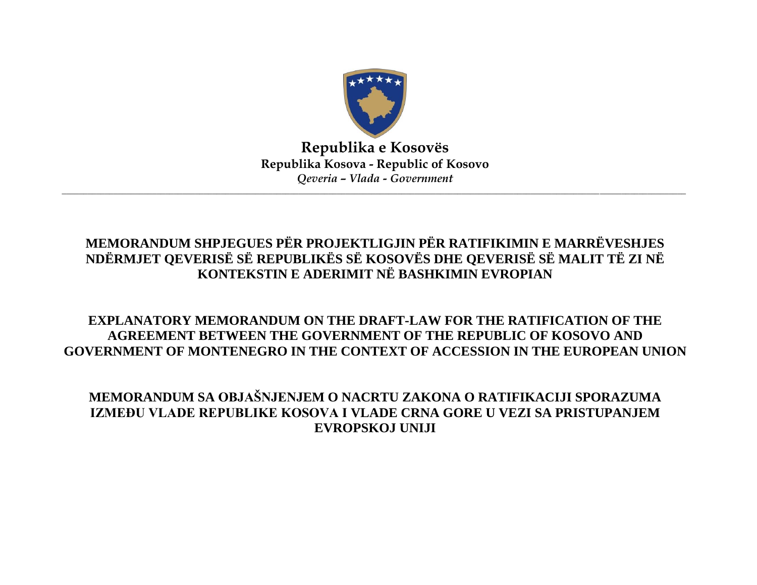**Republika e Kosovës**
**Republika Kosova - Republic of Kosovo**
*Qeveria – Vlada - Government*

---

# MEMORANDUM SHPJEGUES PËR PROJEKTLIGJIN PËR RATIFIKIMIN E MARRËVESHJES NDËRMJET QEVERISË SË REPUBLIKËS SË KOSOVËS DHE QEVERISË SË MALIT TË ZI NË KONTEKSTIN E ADERIMIT NË BASHKIMIN EVROPIAN

# EXPLANATORY MEMORANDUM ON THE DRAFT-LAW FOR THE RATIFICATION OF THE AGREEMENT BETWEEN THE GOVERNMENT OF THE REPUBLIC OF KOSOVO AND GOVERNMENT OF MONTENEGRO IN THE CONTEXT OF ACCESSION IN THE EUROPEAN UNION

# MEMORANDUM SA OBJAŠNJENJEM O NACRTU ZAKONA O RATIFIKACIJI SPORAZUMA IZMEĐU VLADE REPUBLIKE KOSOVA I VLADE CRNA GORE U VEZI SA PRISTUPANJEM EVROPSKOJ UNIJI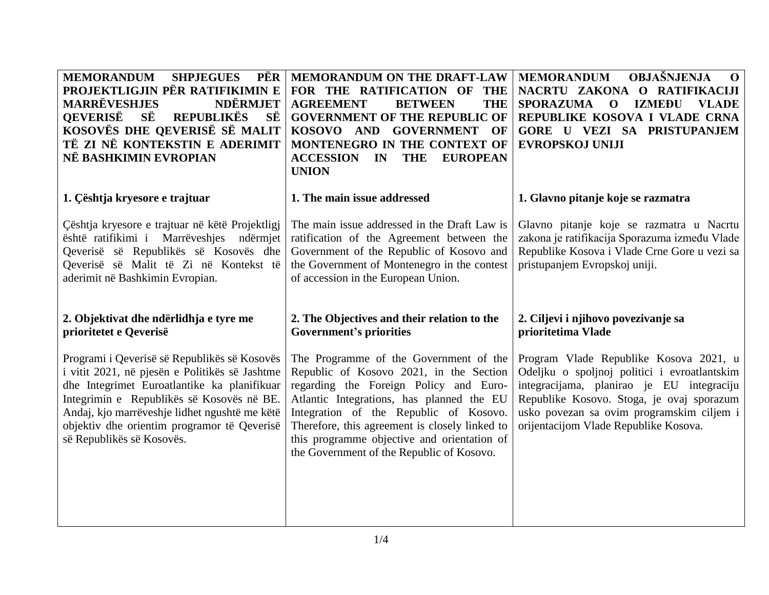| MEMORANDUM SHPJEGUES PËR PROJEKTLIGJIN PËR RATIFIKIMIN E MARRËVESHJES NDËRMJET QEVERISË SË REPUBLIKËS SË KOSOVËS DHE QEVERISË SË MALIT TË ZI NË KONTEKSTIN E ADERIMIT NË BASHKIMIN EVROPIAN | MEMORANDUM ON THE DRAFT-LAW FOR THE RATIFICATION OF THE AGREEMENT BETWEEN THE GOVERNMENT OF THE REPUBLIC OF KOSOVO AND GOVERNMENT OF MONTENEGRO IN THE CONTEXT OF ACCESSION IN THE EUROPEAN UNION | MEMORANDUM OBJAŠNJENJA O NACRTU ZAKONA O RATIFIKACIJI SPORAZUMA O IZMEĐU VLADE REPUBLIKE KOSOVA I VLADE CRNA GORE U VEZI SA PRISTUPANJEM EVROPSKOJ UNIJI |
|---|---|---|
| **1. Çështja kryesore e trajtuar** | **1. The main issue addressed** | **1. Glavno pitanje koje se razmatra** |
| Çështja kryesore e trajtuar në këtë Projektligj është ratifikimi i Marrëveshjes ndërmjet Qeverisë së Republikës së Kosovës dhe Qeverisë së Malit të Zi në Kontekst të aderimit në Bashkimin Evropian. | The main issue addressed in the Draft Law is ratification of the Agreement between the Government of the Republic of Kosovo and the Government of Montenegro in the contest of accession in the European Union. | Glavno pitanje koje se razmatra u Nacrtu zakona je ratifikacija Sporazuma između Vlade Republike Kosova i Vlade Crne Gore u vezi sa pristupanjem Evropskoj uniji. |
| **2. Objektivat dhe ndërlidhja e tyre me prioritetet e Qeverisë** | **2. The Objectives and their relation to the Government's priorities** | **2. Ciljevi i njihovo povezivanje sa prioritetima Vlade** |
| Programi i Qeverisë së Republikës së Kosovës i vitit 2021, në pjesën e Politikës së Jashtme dhe Integrimet Euroatlantike ka planifikuar Integrimin e Republikës së Kosovës në BE. Andaj, kjo marrëveshje lidhet ngushtë me këtë objektiv dhe orientim programor të Qeverisë së Republikës së Kosovës. | The Programme of the Government of the Republic of Kosovo 2021, in the Section regarding the Foreign Policy and Euro-Atlantic Integrations, has planned the EU Integration of the Republic of Kosovo. Therefore, this agreement is closely linked to this programme objective and orientation of the Government of the Republic of Kosovo. | Program Vlade Republike Kosova 2021, u Odeljku o spoljnoj politici i evroatlantskim integracijama, planirao je EU integraciju Republike Kosovo. Stoga, je ovaj sporazum usko povezan sa ovim programskim ciljem i orijentacijom Vlade Republike Kosova. |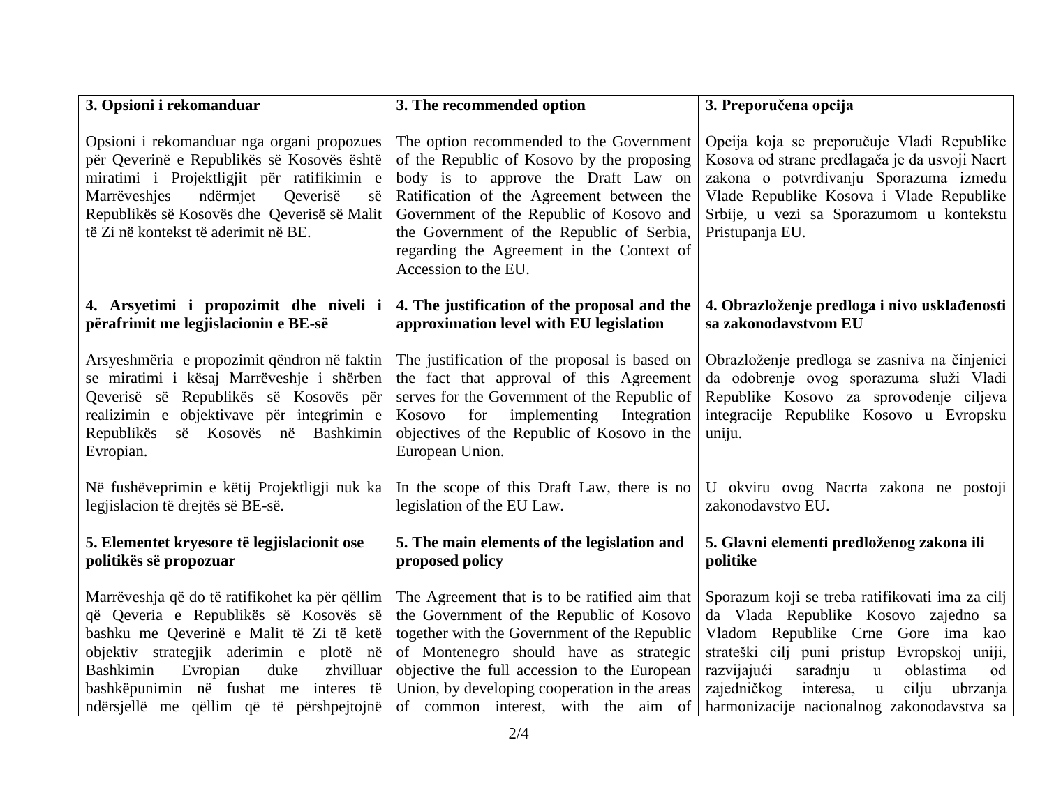| 3. Opsioni i rekomanduar | 3. The recommended option | 3. Preporučena opcija |
| --- | --- | --- |
| Opsioni i rekomanduar nga organi propozues për Qeverinë e Republikës së Kosovës është miratimi i Projektligjit për ratifikimin e Marrëveshjes ndërmjet Qeverisë së Republikës së Kosovës dhe Qeverisë së Malit të Zi në kontekst të aderimit në BE. | The option recommended to the Government of the Republic of Kosovo by the proposing body is to approve the Draft Law on Ratification of the Agreement between the Government of the Republic of Kosovo and the Government of the Republic of Serbia, regarding the Agreement in the Context of Accession to the EU. | Opcija koja se preporučuje Vladi Republike Kosova od strane predlagača je da usvoji Nacrt zakona o potvrđivanju Sporazuma između Vlade Republike Kosova i Vlade Republike Srbije, u vezi sa Sporazumom u kontekstu Pristupanja EU. |
| **4. Arsyetimi i propozimit dhe niveli i përafrimit me legjislacionin e BE-së** | **4. The justification of the proposal and the approximation level with EU legislation** | **4. Obrazloženje predloga i nivo usklađenosti sa zakonodavstvom EU** |
| Arsyeshmëria e propozimit qëndron në faktin se miratimi i kësaj Marrëveshje i shërben Qeverisë së Republikës së Kosovës për realizimin e objektivave për integrimin e Republikës së Kosovës në Bashkimin Evropian. | The justification of the proposal is based on the fact that approval of this Agreement serves for the Government of the Republic of Kosovo for implementing Integration objectives of the Republic of Kosovo in the European Union. | Obrazloženje predloga se zasniva na činjenici da odobrenje ovog sporazuma služi Vladi Republike Kosovo za sprovođenje ciljeva integracije Republike Kosovo u Evropsku uniju. |
| Në fushëveprimin e këtij Projektligji nuk ka legjislacion të drejtës së BE-së. | In the scope of this Draft Law, there is no legislation of the EU Law. | U okviru ovog Nacrta zakona ne postoji zakonodavstvo EU. |
| **5. Elementet kryesore të legjislacionit ose politikës së propozuar** | **5. The main elements of the legislation and proposed policy** | **5. Glavni elementi predloženog zakona ili politike** |
| Marrëveshja që do të ratifikohet ka për qëllim që Qeveria e Republikës së Kosovës së bashku me Qeverinë e Malit të Zi të ketë objektiv strategjik aderimin e plotë në Bashkimin Evropian duke zhvilluar bashkëpunimin në fushat me interes të ndërsjellë me qëllim që të përshpejtojnë | The Agreement that is to be ratified aim that the Government of the Republic of Kosovo together with the Government of the Republic of Montenegro should have as strategic objective the full accession to the European Union, by developing cooperation in the areas of common interest, with the aim of | Sporazum koji se treba ratifikovati ima za cilj da Vlada Republike Kosovo zajedno sa Vladom Republike Crne Gore ima kao strateški cilj puni pristup Evropskoj uniji, razvijajući saradnju u oblastima od zajedničkog interesa, u cilju ubrzanja harmonizacije nacionalnog zakonodavstva sa |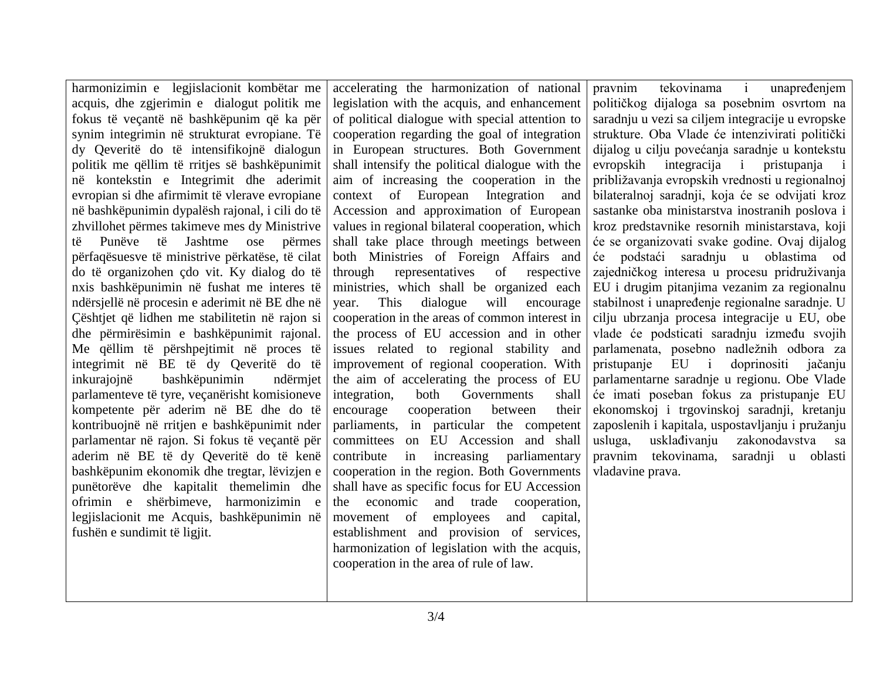| | | |
|---|---|---|
| harmonizimin e legjislacionit kombëtar me acquis, dhe zgjerimin e dialogut politik me fokus të veçantë në bashkëpunim që ka për synim integrimin në strukturat evropiane. Të dy Qeveritë do të intensifikojnë dialogun politik me qëllim të rritjes së bashkëpunimit në kontekstin e Integrimit dhe aderimit evropian si dhe afirmimit të vlerave evropiane në bashkëpunimin dypalësh rajonal, i cili do të zhvillohet përmes takimeve mes dy Ministrive të Punëve të Jashtme ose përmes përfaqësuesve të ministrive përkatëse, të cilat do të organizohen çdo vit. Ky dialog do të nxis bashkëpunimin në fushat me interes të ndërsjellë në procesin e aderimit në BE dhe në Çështjet që lidhen me stabilitetin në rajon si dhe përmirësimin e bashkëpunimit rajonal. Me qëllim të përshpejtimit në proces të integrimit në BE të dy Qeveritë do të inkurajojnë bashkëpunimin ndërmjet parlamenteve të tyre, veçanërisht komisioneve kompetente për aderim në BE dhe do të kontribuojnë në rritjen e bashkëpunimit nder parlamentar në rajon. Si fokus të veçantë për aderim në BE të dy Qeveritë do të kenë bashkëpunim ekonomik dhe tregtar, lëvizjen e punëtorëve dhe kapitalit themelimin dhe ofrimin e shërbimeve, harmonizimin e legjislacionit me Acquis, bashkëpunimin në fushën e sundimit të ligjit. | accelerating the harmonization of national legislation with the acquis, and enhancement of political dialogue with special attention to cooperation regarding the goal of integration in European structures. Both Government shall intensify the political dialogue with the aim of increasing the cooperation in the context of European Integration and Accession and approximation of European values in regional bilateral cooperation, which shall take place through meetings between both Ministries of Foreign Affairs and through representatives of respective ministries, which shall be organized each year. This dialogue will encourage cooperation in the areas of common interest in the process of EU accession and in other issues related to regional stability and improvement of regional cooperation. With the aim of accelerating the process of EU integration, both Governments shall encourage cooperation between their parliaments, in particular the competent committees on EU Accession and shall contribute in increasing parliamentary cooperation in the region. Both Governments shall have as specific focus for EU Accession the economic and trade cooperation, movement of employees and capital, establishment and provision of services, harmonization of legislation with the acquis, cooperation in the area of rule of law. | pravnim tekovinama i unapređenjem političkog dijaloga sa posebnim osvrtom na saradnju u vezi sa ciljem integracije u evropske strukture. Oba Vlade će intenzivirati politički dijalog u cilju povećanja saradnje u kontekstu evropskih integracija i pristupanja i približavanja evropskih vrednosti u regionalnoj bilateralnoj saradnji, koja će se odvijati kroz sastanke oba ministarstva inostranih poslova i kroz predstavnike resornih ministarstava, koji će se organizovati svake godine. Ovaj dijalog će podstaći saradnju u oblastima od zajedničkog interesa u procesu pridruživanja EU i drugim pitanjima vezanim za regionalnu stabilnost i unapređenje regionalne saradnje. U cilju ubrzanja procesa integracije u EU, obe vlade će podsticati saradnju između svojih parlamenata, posebno nadležnih odbora za pristupanje EU i doprinositi jačanju parlamentarne saradnje u regionu. Obe Vlade će imati poseban fokus za pristupanje EU ekonomskoj i trgovinskoj saradnji, kretanju zaposlenih i kapitala, uspostavljanju i pružanju usluga, usklađivanju zakonodavstva sa pravnim tekovinama, saradnji u oblasti vladavine prava. |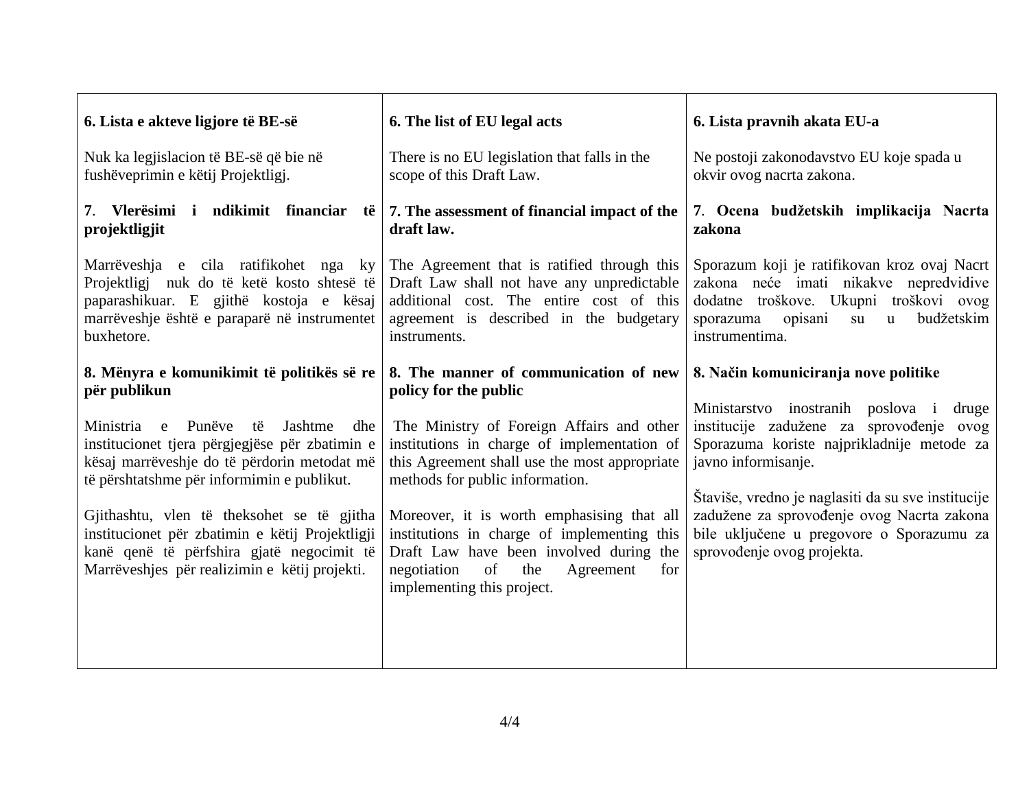| | | |
|---|---|---|
| **6. Lista e akteve ligjore të BE-së**<br><br>Nuk ka legjislacion të BE-së që bie në fushëveprimin e këtij Projektligj.<br><br>7. **Vlerësimi i ndikimit financiar të projektligjit**<br><br>Marrëveshja e cila ratifikohet nga ky Projektligj nuk do të ketë kosto shtesë të paparashikuar. E gjithë kostoja e kësaj marrëveshje është e paraparë në instrumentet buxhetore.<br><br>**8. Mënyra e komunikimit të politikës së re për publikun**<br><br>Ministria e Punëve të Jashtme dhe institucionet tjera përgjegjëse për zbatimin e kësaj marrëveshje do të përdorin metodat më të përshtatshme për informimin e publikut.<br><br>Gjithashtu, vlen të theksohet se të gjitha institucionet për zbatimin e këtij Projektligji kanë qenë të përfshira gjatë negocimit të Marrëveshjes për realizimin e këtij projekti. | **6. The list of EU legal acts**<br><br>There is no EU legislation that falls in the scope of this Draft Law.<br><br>**7. The assessment of financial impact of the draft law.**<br><br>The Agreement that is ratified through this Draft Law shall not have any unpredictable additional cost. The entire cost of this agreement is described in the budgetary instruments.<br><br>**8. The manner of communication of new policy for the public**<br><br>The Ministry of Foreign Affairs and other institutions in charge of implementation of this Agreement shall use the most appropriate methods for public information.<br><br>Moreover, it is worth emphasising that all institutions in charge of implementing this Draft Law have been involved during the negotiation of the Agreement for implementing this project. | **6. Lista pravnih akata EU-a**<br><br>Ne postoji zakonodavstvo EU koje spada u okvir ovog nacrta zakona.<br><br>7. **Ocena budžetskih implikacija Nacrta zakona**<br><br>Sporazum koji je ratifikovan kroz ovaj Nacrt zakona neće imati nikakve nepredvidive dodatne troškove. Ukupni troškovi ovog sporazuma opisani su u budžetskim instrumentima.<br><br>**8. Način komuniciranja nove politike**<br><br>Ministarstvo inostranih poslova i druge institucije zadužene za sprovođenje ovog Sporazuma koriste najprikladnije metode za javno informisanje.<br><br>Štaviše, vredno je naglasiti da su sve institucije zadužene za sprovođenje ovog Nacrta zakona bile uključene u pregovore o Sporazumu za sprovođenje ovog projekta. |